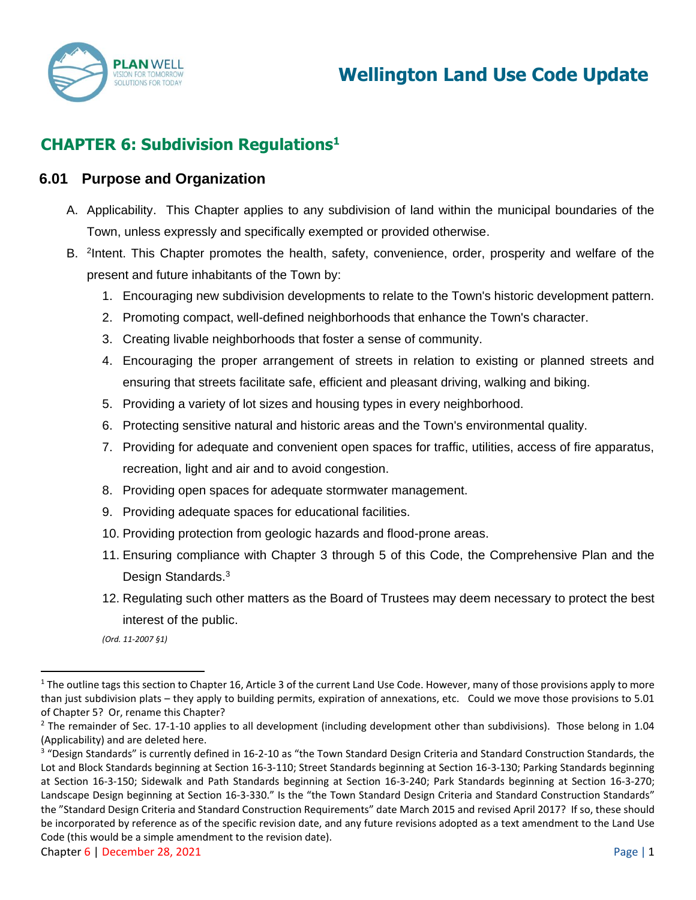# CHAPTER 6: Subdivision Regulations[1]

## 6.01 Purpose and Organization

A. Applicability. This Chapter applies to any subdivision of land within the municipal boundaries of the Town, unless expressly and specifically exempted or provided otherwise.

B. [2]Intent. This Chapter promotes the health, safety, convenience, order, prosperity and welfare of the present and future inhabitants of the Town by:

1. Encouraging new subdivision developments to relate to the Town's historic development pattern.
2. Promoting compact, well-defined neighborhoods that enhance the Town's character.
3. Creating livable neighborhoods that foster a sense of community.
4. Encouraging the proper arrangement of streets in relation to existing or planned streets and ensuring that streets facilitate safe, efficient and pleasant driving, walking and biking.
5. Providing a variety of lot sizes and housing types in every neighborhood.
6. Protecting sensitive natural and historic areas and the Town's environmental quality.
7. Providing for adequate and convenient open spaces for traffic, utilities, access of fire apparatus, recreation, light and air and to avoid congestion.
8. Providing open spaces for adequate stormwater management.
9. Providing adequate spaces for educational facilities.
10. Providing protection from geologic hazards and flood-prone areas.
11. Ensuring compliance with Chapter 3 through 5 of this Code, the Comprehensive Plan and the Design Standards.[3]
12. Regulating such other matters as the Board of Trustees may deem necessary to protect the best interest of the public.

*(Ord. 11-2007 §1)*

---

[1] The outline tags this section to Chapter 16, Article 3 of the current Land Use Code. However, many of those provisions apply to more than just subdivision plats – they apply to building permits, expiration of annexations, etc. Could we move those provisions to 5.01 of Chapter 5? Or, rename this Chapter?

[2] The remainder of Sec. 17-1-10 applies to all development (including development other than subdivisions). Those belong in 1.04 (Applicability) and are deleted here.

[3] "Design Standards" is currently defined in 16-2-10 as "the Town Standard Design Criteria and Standard Construction Standards, the Lot and Block Standards beginning at Section 16-3-110; Street Standards beginning at Section 16-3-130; Parking Standards beginning at Section 16-3-150; Sidewalk and Path Standards beginning at Section 16-3-240; Park Standards beginning at Section 16-3-270; Landscape Design beginning at Section 16-3-330." Is the "the Town Standard Design Criteria and Standard Construction Standards" the "Standard Design Criteria and Standard Construction Requirements" date March 2015 and revised April 2017? If so, these should be incorporated by reference as of the specific revision date, and any future revisions adopted as a text amendment to the Land Use Code (this would be a simple amendment to the revision date).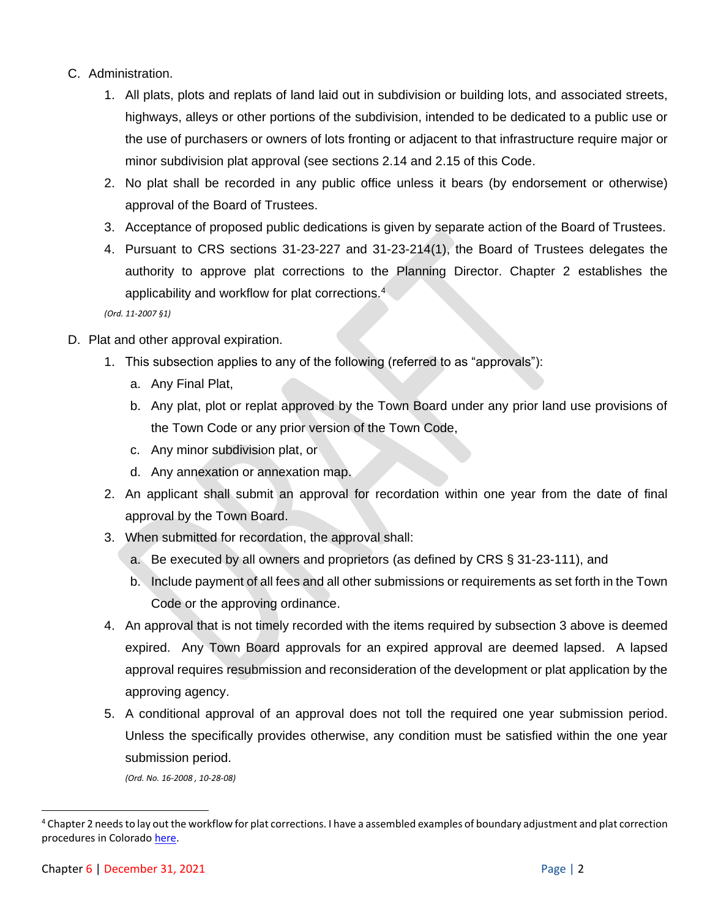C. Administration.

1. All plats, plots and replats of land laid out in subdivision or building lots, and associated streets, highways, alleys or other portions of the subdivision, intended to be dedicated to a public use or the use of purchasers or owners of lots fronting or adjacent to that infrastructure require major or minor subdivision plat approval (see sections 2.14 and 2.15 of this Code.
2. No plat shall be recorded in any public office unless it bears (by endorsement or otherwise) approval of the Board of Trustees.
3. Acceptance of proposed public dedications is given by separate action of the Board of Trustees.
4. Pursuant to CRS sections 31-23-227 and 31-23-214(1), the Board of Trustees delegates the authority to approve plat corrections to the Planning Director. Chapter 2 establishes the applicability and workflow for plat corrections.[4]

*(Ord. 11-2007 §1)*

D. Plat and other approval expiration.

1. This subsection applies to any of the following (referred to as "approvals"):
   a. Any Final Plat,
   b. Any plat, plot or replat approved by the Town Board under any prior land use provisions of the Town Code or any prior version of the Town Code,
   c. Any minor subdivision plat, or
   d. Any annexation or annexation map.
2. An applicant shall submit an approval for recordation within one year from the date of final approval by the Town Board.
3. When submitted for recordation, the approval shall:
   a. Be executed by all owners and proprietors (as defined by CRS § 31-23-111), and
   b. Include payment of all fees and all other submissions or requirements as set forth in the Town Code or the approving ordinance.
4. An approval that is not timely recorded with the items required by subsection 3 above is deemed expired. Any Town Board approvals for an expired approval are deemed lapsed. A lapsed approval requires resubmission and reconsideration of the development or plat application by the approving agency.
5. A conditional approval of an approval does not toll the required one year submission period. Unless the specifically provides otherwise, any condition must be satisfied within the one year submission period.

*(Ord. No. 16-2008 , 10-28-08)*

---

[4] Chapter 2 needs to lay out the workflow for plat corrections. I have a assembled examples of boundary adjustment and plat correction procedures in Colorado here.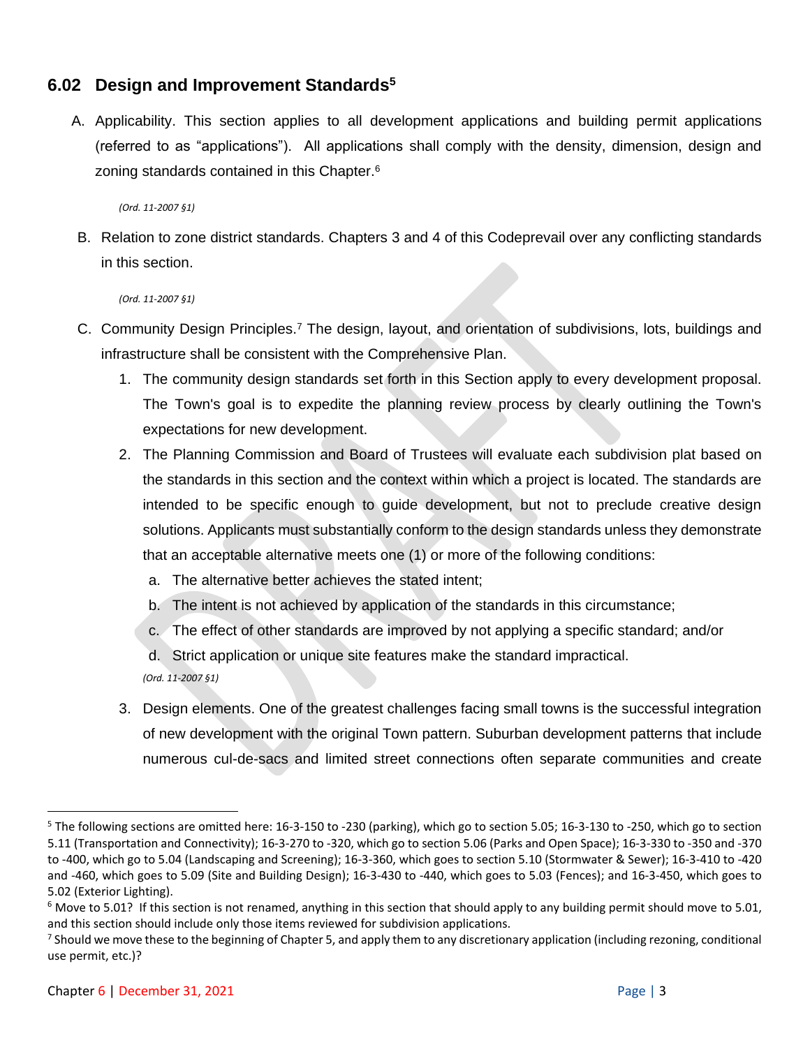## 6.02 Design and Improvement Standards[5]

A. Applicability. This section applies to all development applications and building permit applications (referred to as "applications"). All applications shall comply with the density, dimension, design and zoning standards contained in this Chapter.[6]

*(Ord. 11-2007 §1)*

B. Relation to zone district standards. Chapters 3 and 4 of this Codeprevail over any conflicting standards in this section.

*(Ord. 11-2007 §1)*

C. Community Design Principles.[7] The design, layout, and orientation of subdivisions, lots, buildings and infrastructure shall be consistent with the Comprehensive Plan.

1. The community design standards set forth in this Section apply to every development proposal. The Town's goal is to expedite the planning review process by clearly outlining the Town's expectations for new development.
2. The Planning Commission and Board of Trustees will evaluate each subdivision plat based on the standards in this section and the context within which a project is located. The standards are intended to be specific enough to guide development, but not to preclude creative design solutions. Applicants must substantially conform to the design standards unless they demonstrate that an acceptable alternative meets one (1) or more of the following conditions:
   a. The alternative better achieves the stated intent;
   b. The intent is not achieved by application of the standards in this circumstance;
   c. The effect of other standards are improved by not applying a specific standard; and/or
   d. Strict application or unique site features make the standard impractical.

   *(Ord. 11-2007 §1)*
3. Design elements. One of the greatest challenges facing small towns is the successful integration of new development with the original Town pattern. Suburban development patterns that include numerous cul-de-sacs and limited street connections often separate communities and create

---

[5] The following sections are omitted here: 16-3-150 to -230 (parking), which go to section 5.05; 16-3-130 to -250, which go to section 5.11 (Transportation and Connectivity); 16-3-270 to -320, which go to section 5.06 (Parks and Open Space); 16-3-330 to -350 and -370 to -400, which go to 5.04 (Landscaping and Screening); 16-3-360, which goes to section 5.10 (Stormwater & Sewer); 16-3-410 to -420 and -460, which goes to 5.09 (Site and Building Design); 16-3-430 to -440, which goes to 5.03 (Fences); and 16-3-450, which goes to 5.02 (Exterior Lighting).

[6] Move to 5.01? If this section is not renamed, anything in this section that should apply to any building permit should move to 5.01, and this section should include only those items reviewed for subdivision applications.

[7] Should we move these to the beginning of Chapter 5, and apply them to any discretionary application (including rezoning, conditional use permit, etc.)?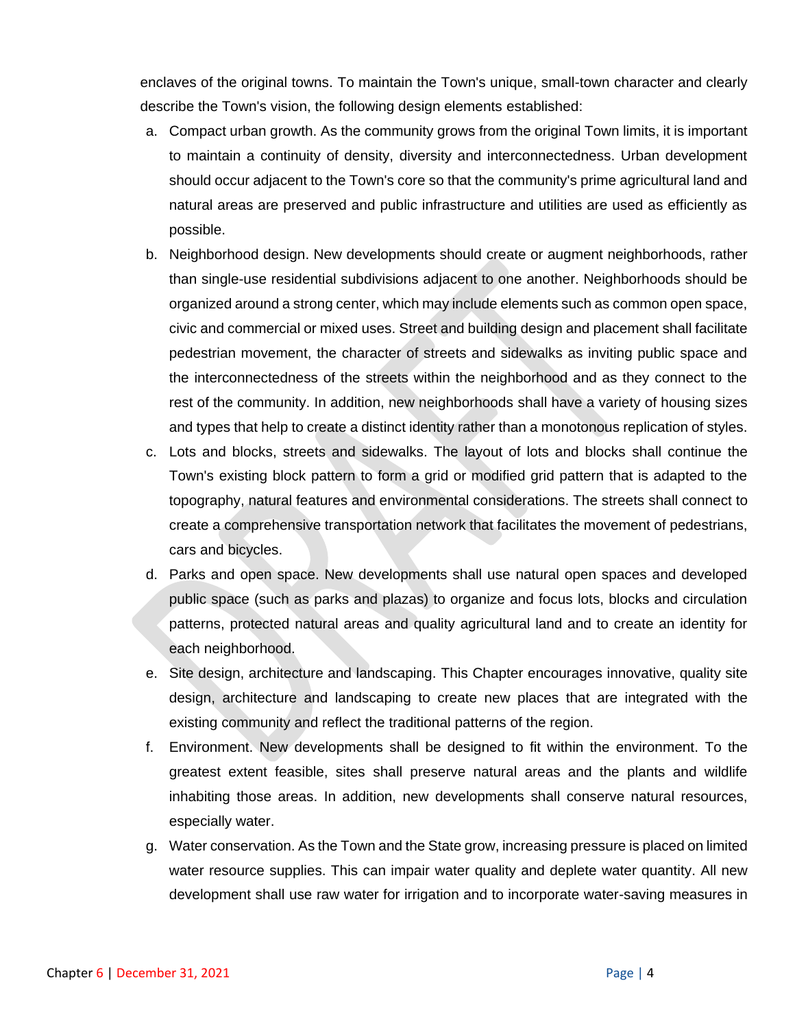enclaves of the original towns. To maintain the Town's unique, small-town character and clearly describe the Town's vision, the following design elements established:

a. Compact urban growth. As the community grows from the original Town limits, it is important to maintain a continuity of density, diversity and interconnectedness. Urban development should occur adjacent to the Town's core so that the community's prime agricultural land and natural areas are preserved and public infrastructure and utilities are used as efficiently as possible.

b. Neighborhood design. New developments should create or augment neighborhoods, rather than single-use residential subdivisions adjacent to one another. Neighborhoods should be organized around a strong center, which may include elements such as common open space, civic and commercial or mixed uses. Street and building design and placement shall facilitate pedestrian movement, the character of streets and sidewalks as inviting public space and the interconnectedness of the streets within the neighborhood and as they connect to the rest of the community. In addition, new neighborhoods shall have a variety of housing sizes and types that help to create a distinct identity rather than a monotonous replication of styles.

c. Lots and blocks, streets and sidewalks. The layout of lots and blocks shall continue the Town's existing block pattern to form a grid or modified grid pattern that is adapted to the topography, natural features and environmental considerations. The streets shall connect to create a comprehensive transportation network that facilitates the movement of pedestrians, cars and bicycles.

d. Parks and open space. New developments shall use natural open spaces and developed public space (such as parks and plazas) to organize and focus lots, blocks and circulation patterns, protected natural areas and quality agricultural land and to create an identity for each neighborhood.

e. Site design, architecture and landscaping. This Chapter encourages innovative, quality site design, architecture and landscaping to create new places that are integrated with the existing community and reflect the traditional patterns of the region.

f. Environment. New developments shall be designed to fit within the environment. To the greatest extent feasible, sites shall preserve natural areas and the plants and wildlife inhabiting those areas. In addition, new developments shall conserve natural resources, especially water.

g. Water conservation. As the Town and the State grow, increasing pressure is placed on limited water resource supplies. This can impair water quality and deplete water quantity. All new development shall use raw water for irrigation and to incorporate water-saving measures in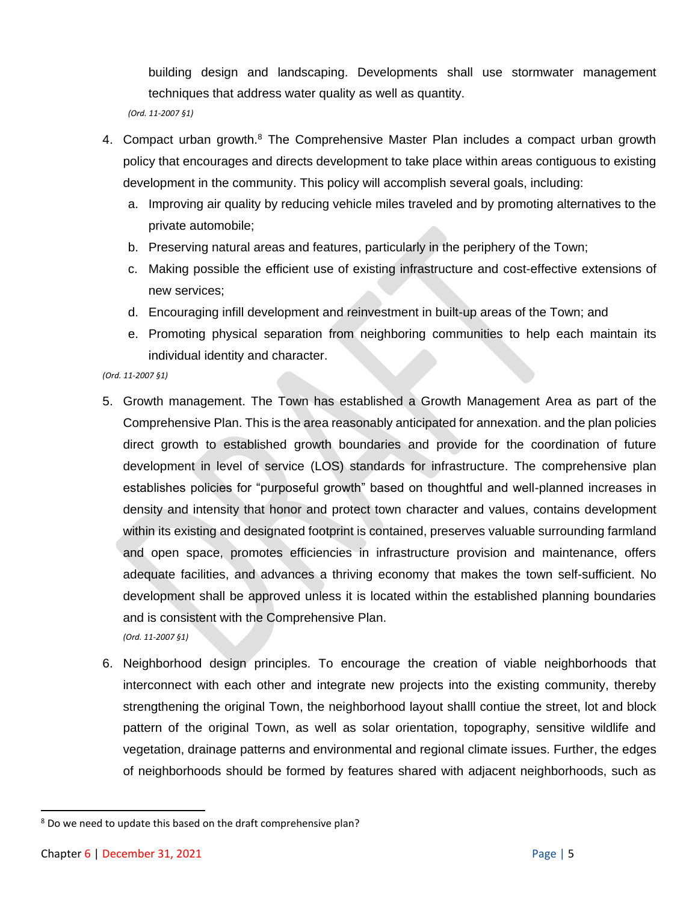building design and landscaping. Developments shall use stormwater management techniques that address water quality as well as quantity.

*(Ord. 11-2007 §1)*

4. Compact urban growth.[8] The Comprehensive Master Plan includes a compact urban growth policy that encourages and directs development to take place within areas contiguous to existing development in the community. This policy will accomplish several goals, including:
   a. Improving air quality by reducing vehicle miles traveled and by promoting alternatives to the private automobile;
   b. Preserving natural areas and features, particularly in the periphery of the Town;
   c. Making possible the efficient use of existing infrastructure and cost-effective extensions of new services;
   d. Encouraging infill development and reinvestment in built-up areas of the Town; and
   e. Promoting physical separation from neighboring communities to help each maintain its individual identity and character.

*(Ord. 11-2007 §1)*

5. Growth management. The Town has established a Growth Management Area as part of the Comprehensive Plan. This is the area reasonably anticipated for annexation. and the plan policies direct growth to established growth boundaries and provide for the coordination of future development in level of service (LOS) standards for infrastructure. The comprehensive plan establishes policies for "purposeful growth" based on thoughtful and well-planned increases in density and intensity that honor and protect town character and values, contains development within its existing and designated footprint is contained, preserves valuable surrounding farmland and open space, promotes efficiencies in infrastructure provision and maintenance, offers adequate facilities, and advances a thriving economy that makes the town self-sufficient. No development shall be approved unless it is located within the established planning boundaries and is consistent with the Comprehensive Plan.

   *(Ord. 11-2007 §1)*

6. Neighborhood design principles. To encourage the creation of viable neighborhoods that interconnect with each other and integrate new projects into the existing community, thereby strengthening the original Town, the neighborhood layout shalll contiue the street, lot and block pattern of the original Town, as well as solar orientation, topography, sensitive wildlife and vegetation, drainage patterns and environmental and regional climate issues. Further, the edges of neighborhoods should be formed by features shared with adjacent neighborhoods, such as

[8] Do we need to update this based on the draft comprehensive plan?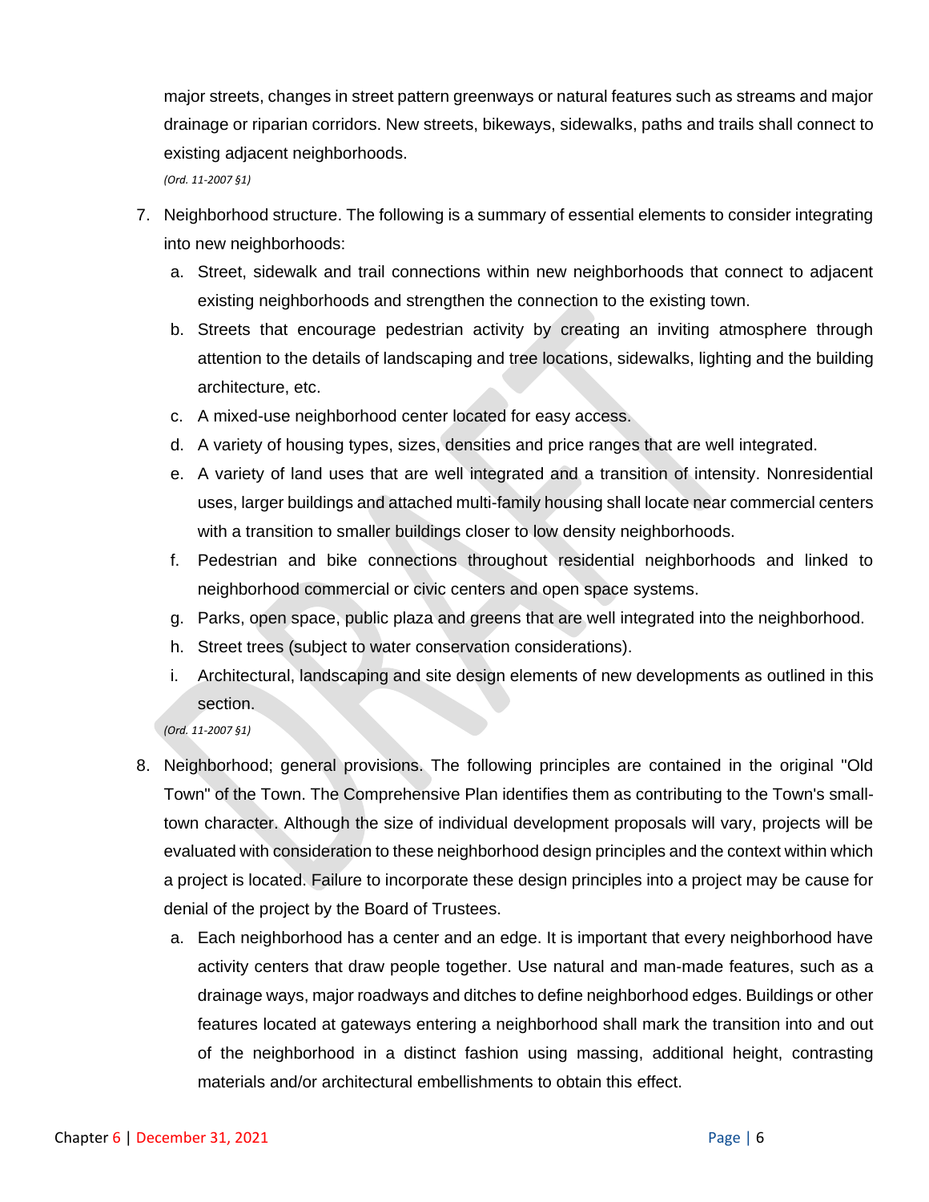major streets, changes in street pattern greenways or natural features such as streams and major drainage or riparian corridors. New streets, bikeways, sidewalks, paths and trails shall connect to existing adjacent neighborhoods.

*(Ord. 11-2007 §1)*

7. Neighborhood structure. The following is a summary of essential elements to consider integrating into new neighborhoods:
   a. Street, sidewalk and trail connections within new neighborhoods that connect to adjacent existing neighborhoods and strengthen the connection to the existing town.
   b. Streets that encourage pedestrian activity by creating an inviting atmosphere through attention to the details of landscaping and tree locations, sidewalks, lighting and the building architecture, etc.
   c. A mixed-use neighborhood center located for easy access.
   d. A variety of housing types, sizes, densities and price ranges that are well integrated.
   e. A variety of land uses that are well integrated and a transition of intensity. Nonresidential uses, larger buildings and attached multi-family housing shall locate near commercial centers with a transition to smaller buildings closer to low density neighborhoods.
   f. Pedestrian and bike connections throughout residential neighborhoods and linked to neighborhood commercial or civic centers and open space systems.
   g. Parks, open space, public plaza and greens that are well integrated into the neighborhood.
   h. Street trees (subject to water conservation considerations).
   i. Architectural, landscaping and site design elements of new developments as outlined in this section.

   *(Ord. 11-2007 §1)*

8. Neighborhood; general provisions. The following principles are contained in the original "Old Town" of the Town. The Comprehensive Plan identifies them as contributing to the Town's small-town character. Although the size of individual development proposals will vary, projects will be evaluated with consideration to these neighborhood design principles and the context within which a project is located. Failure to incorporate these design principles into a project may be cause for denial of the project by the Board of Trustees.
   a. Each neighborhood has a center and an edge. It is important that every neighborhood have activity centers that draw people together. Use natural and man-made features, such as a drainage ways, major roadways and ditches to define neighborhood edges. Buildings or other features located at gateways entering a neighborhood shall mark the transition into and out of the neighborhood in a distinct fashion using massing, additional height, contrasting materials and/or architectural embellishments to obtain this effect.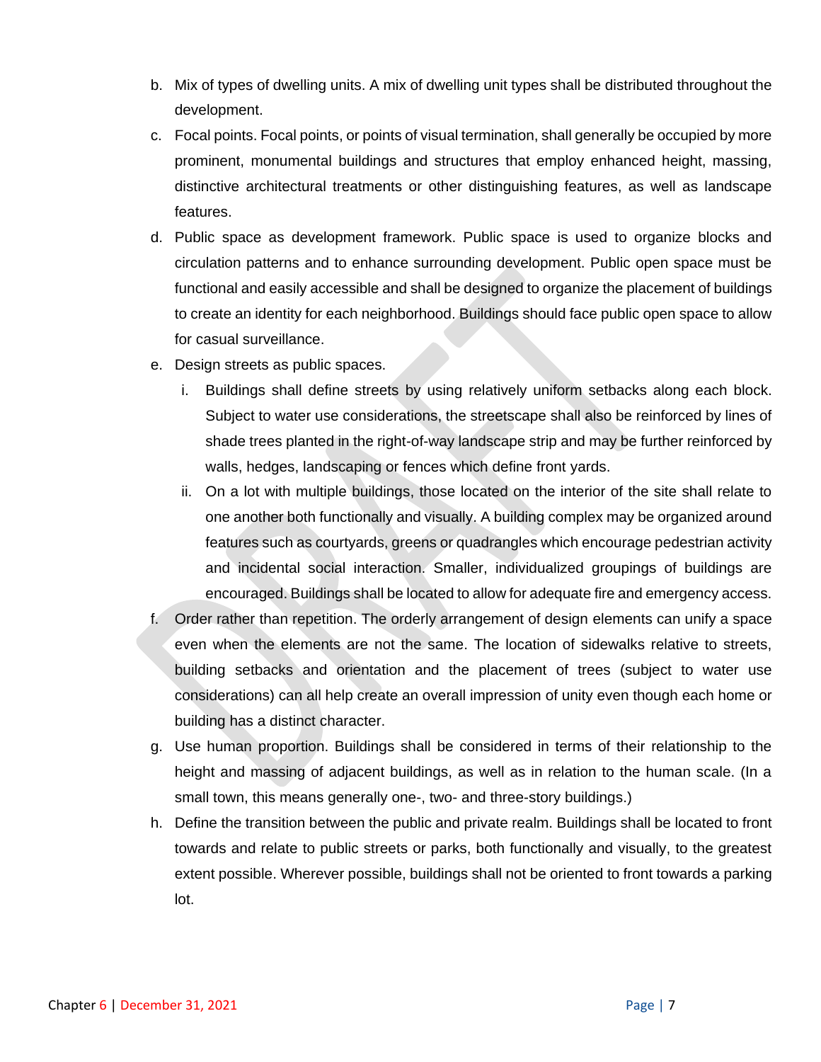b. Mix of types of dwelling units. A mix of dwelling unit types shall be distributed throughout the development.

c. Focal points. Focal points, or points of visual termination, shall generally be occupied by more prominent, monumental buildings and structures that employ enhanced height, massing, distinctive architectural treatments or other distinguishing features, as well as landscape features.

d. Public space as development framework. Public space is used to organize blocks and circulation patterns and to enhance surrounding development. Public open space must be functional and easily accessible and shall be designed to organize the placement of buildings to create an identity for each neighborhood. Buildings should face public open space to allow for casual surveillance.

e. Design streets as public spaces.

   i. Buildings shall define streets by using relatively uniform setbacks along each block. Subject to water use considerations, the streetscape shall also be reinforced by lines of shade trees planted in the right-of-way landscape strip and may be further reinforced by walls, hedges, landscaping or fences which define front yards.

   ii. On a lot with multiple buildings, those located on the interior of the site shall relate to one another both functionally and visually. A building complex may be organized around features such as courtyards, greens or quadrangles which encourage pedestrian activity and incidental social interaction. Smaller, individualized groupings of buildings are encouraged. Buildings shall be located to allow for adequate fire and emergency access.

f. Order rather than repetition. The orderly arrangement of design elements can unify a space even when the elements are not the same. The location of sidewalks relative to streets, building setbacks and orientation and the placement of trees (subject to water use considerations) can all help create an overall impression of unity even though each home or building has a distinct character.

g. Use human proportion. Buildings shall be considered in terms of their relationship to the height and massing of adjacent buildings, as well as in relation to the human scale. (In a small town, this means generally one-, two- and three-story buildings.)

h. Define the transition between the public and private realm. Buildings shall be located to front towards and relate to public streets or parks, both functionally and visually, to the greatest extent possible. Wherever possible, buildings shall not be oriented to front towards a parking lot.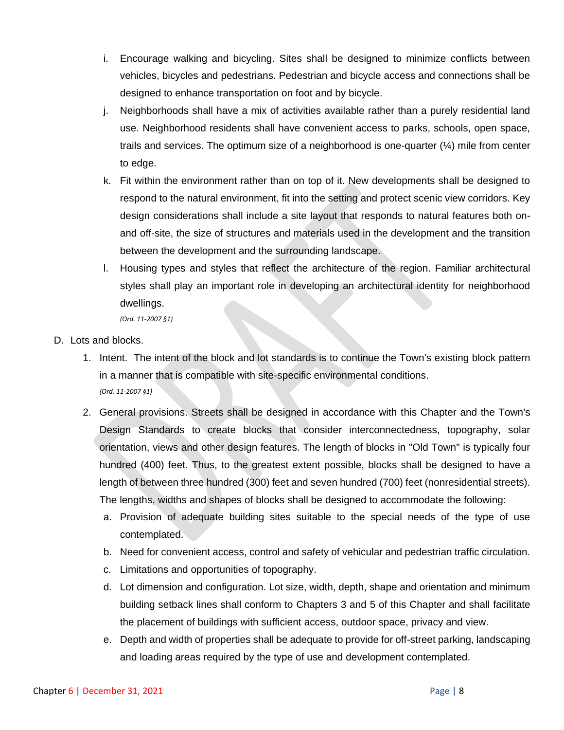i. Encourage walking and bicycling. Sites shall be designed to minimize conflicts between vehicles, bicycles and pedestrians. Pedestrian and bicycle access and connections shall be designed to enhance transportation on foot and by bicycle.

j. Neighborhoods shall have a mix of activities available rather than a purely residential land use. Neighborhood residents shall have convenient access to parks, schools, open space, trails and services. The optimum size of a neighborhood is one-quarter (¼) mile from center to edge.

k. Fit within the environment rather than on top of it. New developments shall be designed to respond to the natural environment, fit into the setting and protect scenic view corridors. Key design considerations shall include a site layout that responds to natural features both on- and off-site, the size of structures and materials used in the development and the transition between the development and the surrounding landscape.

l. Housing types and styles that reflect the architecture of the region. Familiar architectural styles shall play an important role in developing an architectural identity for neighborhood dwellings.

*(Ord. 11-2007 §1)*

D. Lots and blocks.

1. Intent. The intent of the block and lot standards is to continue the Town's existing block pattern in a manner that is compatible with site-specific environmental conditions.

   *(Ord. 11-2007 §1)*

2. General provisions. Streets shall be designed in accordance with this Chapter and the Town's Design Standards to create blocks that consider interconnectedness, topography, solar orientation, views and other design features. The length of blocks in "Old Town" is typically four hundred (400) feet. Thus, to the greatest extent possible, blocks shall be designed to have a length of between three hundred (300) feet and seven hundred (700) feet (nonresidential streets). The lengths, widths and shapes of blocks shall be designed to accommodate the following:

   a. Provision of adequate building sites suitable to the special needs of the type of use contemplated.

   b. Need for convenient access, control and safety of vehicular and pedestrian traffic circulation.

   c. Limitations and opportunities of topography.

   d. Lot dimension and configuration. Lot size, width, depth, shape and orientation and minimum building setback lines shall conform to Chapters 3 and 5 of this Chapter and shall facilitate the placement of buildings with sufficient access, outdoor space, privacy and view.

   e. Depth and width of properties shall be adequate to provide for off-street parking, landscaping and loading areas required by the type of use and development contemplated.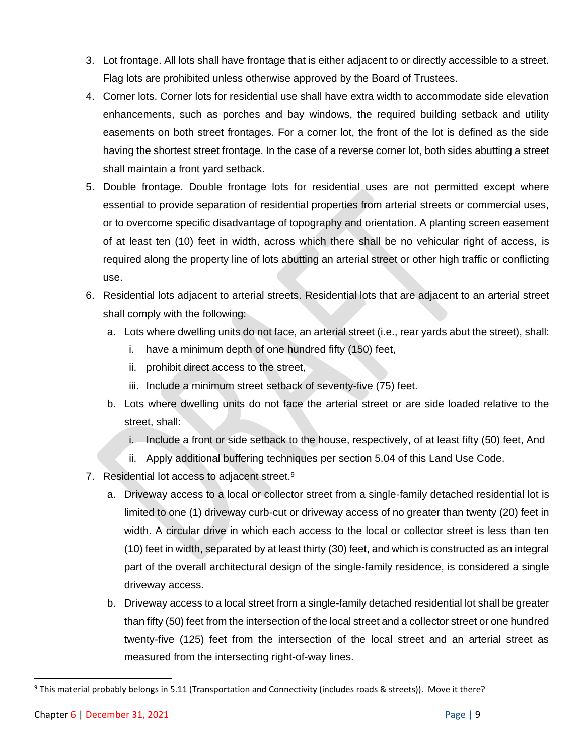3. Lot frontage. All lots shall have frontage that is either adjacent to or directly accessible to a street. Flag lots are prohibited unless otherwise approved by the Board of Trustees.
4. Corner lots. Corner lots for residential use shall have extra width to accommodate side elevation enhancements, such as porches and bay windows, the required building setback and utility easements on both street frontages. For a corner lot, the front of the lot is defined as the side having the shortest street frontage. In the case of a reverse corner lot, both sides abutting a street shall maintain a front yard setback.
5. Double frontage. Double frontage lots for residential uses are not permitted except where essential to provide separation of residential properties from arterial streets or commercial uses, or to overcome specific disadvantage of topography and orientation. A planting screen easement of at least ten (10) feet in width, across which there shall be no vehicular right of access, is required along the property line of lots abutting an arterial street or other high traffic or conflicting use.
6. Residential lots adjacent to arterial streets. Residential lots that are adjacent to an arterial street shall comply with the following:
   a. Lots where dwelling units do not face, an arterial street (i.e., rear yards abut the street), shall:
      i. have a minimum depth of one hundred fifty (150) feet,
      ii. prohibit direct access to the street,
      iii. Include a minimum street setback of seventy-five (75) feet.
   b. Lots where dwelling units do not face the arterial street or are side loaded relative to the street, shall:
      i. Include a front or side setback to the house, respectively, of at least fifty (50) feet, And
      ii. Apply additional buffering techniques per section 5.04 of this Land Use Code.
7. Residential lot access to adjacent street.[9]
   a. Driveway access to a local or collector street from a single-family detached residential lot is limited to one (1) driveway curb-cut or driveway access of no greater than twenty (20) feet in width. A circular drive in which each access to the local or collector street is less than ten (10) feet in width, separated by at least thirty (30) feet, and which is constructed as an integral part of the overall architectural design of the single-family residence, is considered a single driveway access.
   b. Driveway access to a local street from a single-family detached residential lot shall be greater than fifty (50) feet from the intersection of the local street and a collector street or one hundred twenty-five (125) feet from the intersection of the local street and an arterial street as measured from the intersecting right-of-way lines.

[9] This material probably belongs in 5.11 (Transportation and Connectivity (includes roads & streets)). Move it there?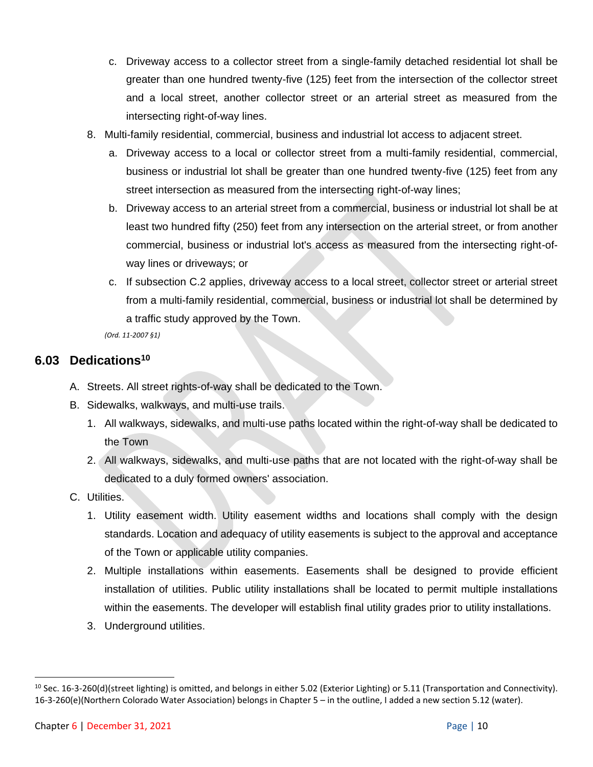c. Driveway access to a collector street from a single-family detached residential lot shall be greater than one hundred twenty-five (125) feet from the intersection of the collector street and a local street, another collector street or an arterial street as measured from the intersecting right-of-way lines.

8. Multi-family residential, commercial, business and industrial lot access to adjacent street.

   a. Driveway access to a local or collector street from a multi-family residential, commercial, business or industrial lot shall be greater than one hundred twenty-five (125) feet from any street intersection as measured from the intersecting right-of-way lines;

   b. Driveway access to an arterial street from a commercial, business or industrial lot shall be at least two hundred fifty (250) feet from any intersection on the arterial street, or from another commercial, business or industrial lot's access as measured from the intersecting right-of-way lines or driveways; or

   c. If subsection C.2 applies, driveway access to a local street, collector street or arterial street from a multi-family residential, commercial, business or industrial lot shall be determined by a traffic study approved by the Town.

*(Ord. 11-2007 §1)*

## 6.03 Dedications[10]

A. Streets. All street rights-of-way shall be dedicated to the Town.

B. Sidewalks, walkways, and multi-use trails.

   1. All walkways, sidewalks, and multi-use paths located within the right-of-way shall be dedicated to the Town

   2. All walkways, sidewalks, and multi-use paths that are not located with the right-of-way shall be dedicated to a duly formed owners' association.

C. Utilities.

   1. Utility easement width. Utility easement widths and locations shall comply with the design standards. Location and adequacy of utility easements is subject to the approval and acceptance of the Town or applicable utility companies.

   2. Multiple installations within easements. Easements shall be designed to provide efficient installation of utilities. Public utility installations shall be located to permit multiple installations within the easements. The developer will establish final utility grades prior to utility installations.

   3. Underground utilities.

---

[10] Sec. 16-3-260(d)(street lighting) is omitted, and belongs in either 5.02 (Exterior Lighting) or 5.11 (Transportation and Connectivity). 16-3-260(e)(Northern Colorado Water Association) belongs in Chapter 5 – in the outline, I added a new section 5.12 (water).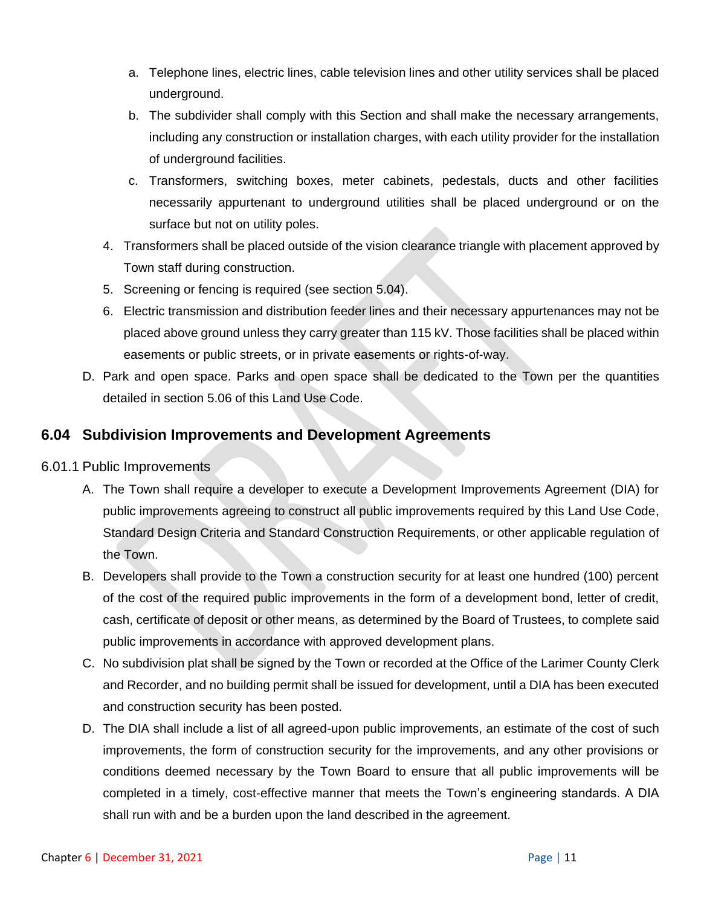a. Telephone lines, electric lines, cable television lines and other utility services shall be placed underground.
   b. The subdivider shall comply with this Section and shall make the necessary arrangements, including any construction or installation charges, with each utility provider for the installation of underground facilities.
   c. Transformers, switching boxes, meter cabinets, pedestals, ducts and other facilities necessarily appurtenant to underground utilities shall be placed underground or on the surface but not on utility poles.

4. Transformers shall be placed outside of the vision clearance triangle with placement approved by Town staff during construction.
5. Screening or fencing is required (see section 5.04).
6. Electric transmission and distribution feeder lines and their necessary appurtenances may not be placed above ground unless they carry greater than 115 kV. Those facilities shall be placed within easements or public streets, or in private easements or rights-of-way.

D. Park and open space. Parks and open space shall be dedicated to the Town per the quantities detailed in section 5.06 of this Land Use Code.

## 6.04 Subdivision Improvements and Development Agreements

### 6.01.1 Public Improvements

A. The Town shall require a developer to execute a Development Improvements Agreement (DIA) for public improvements agreeing to construct all public improvements required by this Land Use Code, Standard Design Criteria and Standard Construction Requirements, or other applicable regulation of the Town.

B. Developers shall provide to the Town a construction security for at least one hundred (100) percent of the cost of the required public improvements in the form of a development bond, letter of credit, cash, certificate of deposit or other means, as determined by the Board of Trustees, to complete said public improvements in accordance with approved development plans.

C. No subdivision plat shall be signed by the Town or recorded at the Office of the Larimer County Clerk and Recorder, and no building permit shall be issued for development, until a DIA has been executed and construction security has been posted.

D. The DIA shall include a list of all agreed-upon public improvements, an estimate of the cost of such improvements, the form of construction security for the improvements, and any other provisions or conditions deemed necessary by the Town Board to ensure that all public improvements will be completed in a timely, cost-effective manner that meets the Town's engineering standards. A DIA shall run with and be a burden upon the land described in the agreement.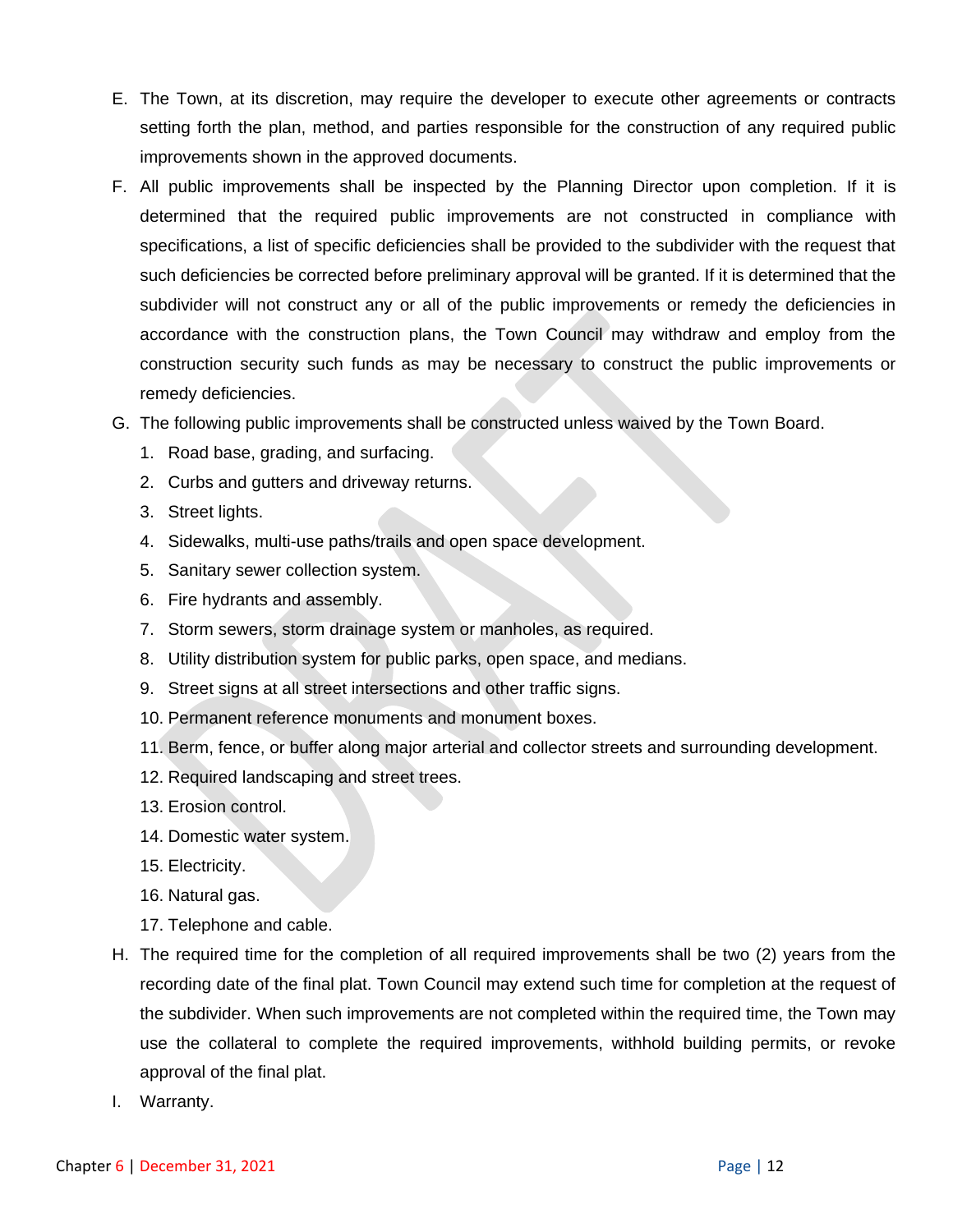E. The Town, at its discretion, may require the developer to execute other agreements or contracts setting forth the plan, method, and parties responsible for the construction of any required public improvements shown in the approved documents.

F. All public improvements shall be inspected by the Planning Director upon completion. If it is determined that the required public improvements are not constructed in compliance with specifications, a list of specific deficiencies shall be provided to the subdivider with the request that such deficiencies be corrected before preliminary approval will be granted. If it is determined that the subdivider will not construct any or all of the public improvements or remedy the deficiencies in accordance with the construction plans, the Town Council may withdraw and employ from the construction security such funds as may be necessary to construct the public improvements or remedy deficiencies.

G. The following public improvements shall be constructed unless waived by the Town Board.

   1. Road base, grading, and surfacing.
   2. Curbs and gutters and driveway returns.
   3. Street lights.
   4. Sidewalks, multi-use paths/trails and open space development.
   5. Sanitary sewer collection system.
   6. Fire hydrants and assembly.
   7. Storm sewers, storm drainage system or manholes, as required.
   8. Utility distribution system for public parks, open space, and medians.
   9. Street signs at all street intersections and other traffic signs.
   10. Permanent reference monuments and monument boxes.
   11. Berm, fence, or buffer along major arterial and collector streets and surrounding development.
   12. Required landscaping and street trees.
   13. Erosion control.
   14. Domestic water system.
   15. Electricity.
   16. Natural gas.
   17. Telephone and cable.

H. The required time for the completion of all required improvements shall be two (2) years from the recording date of the final plat. Town Council may extend such time for completion at the request of the subdivider. When such improvements are not completed within the required time, the Town may use the collateral to complete the required improvements, withhold building permits, or revoke approval of the final plat.

I. Warranty.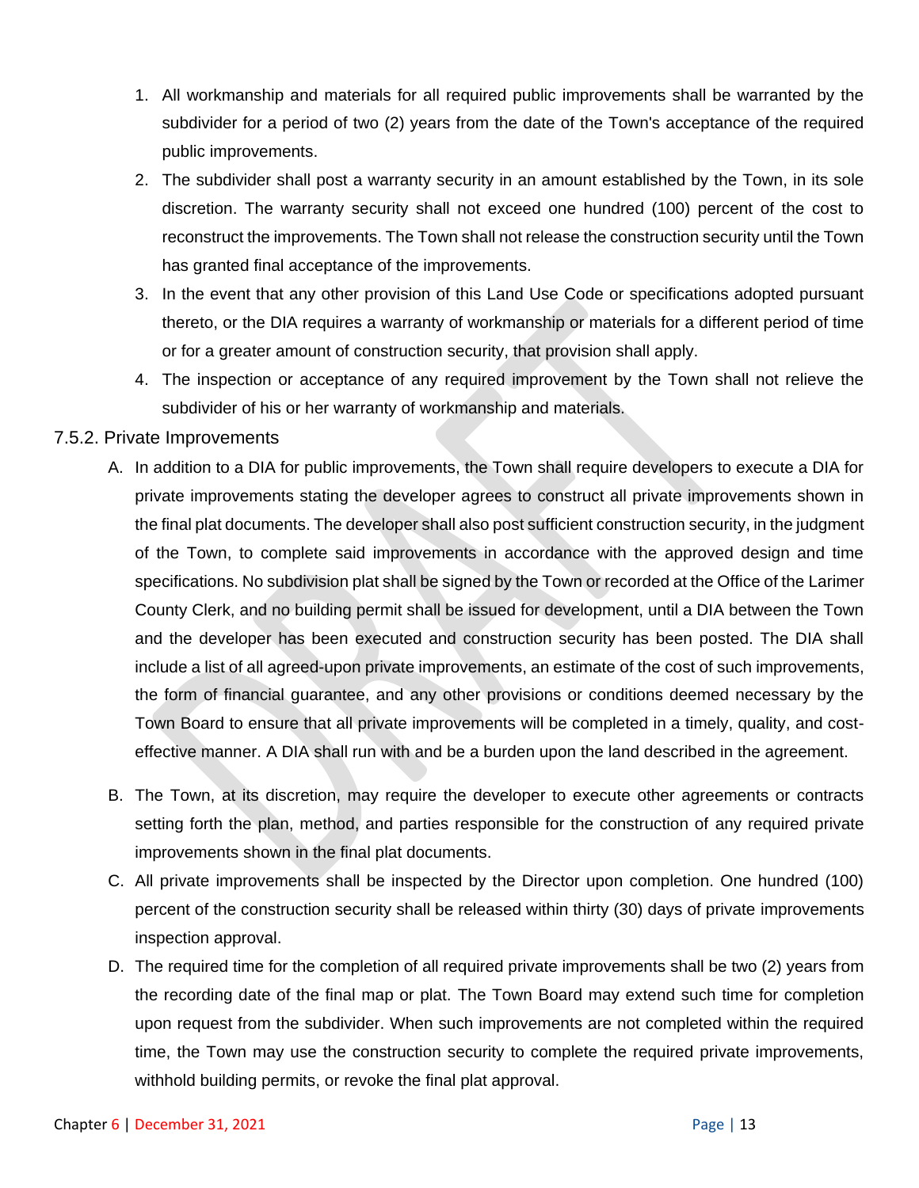1. All workmanship and materials for all required public improvements shall be warranted by the subdivider for a period of two (2) years from the date of the Town's acceptance of the required public improvements.
2. The subdivider shall post a warranty security in an amount established by the Town, in its sole discretion. The warranty security shall not exceed one hundred (100) percent of the cost to reconstruct the improvements. The Town shall not release the construction security until the Town has granted final acceptance of the improvements.
3. In the event that any other provision of this Land Use Code or specifications adopted pursuant thereto, or the DIA requires a warranty of workmanship or materials for a different period of time or for a greater amount of construction security, that provision shall apply.
4. The inspection or acceptance of any required improvement by the Town shall not relieve the subdivider of his or her warranty of workmanship and materials.

### 7.5.2. Private Improvements

A. In addition to a DIA for public improvements, the Town shall require developers to execute a DIA for private improvements stating the developer agrees to construct all private improvements shown in the final plat documents. The developer shall also post sufficient construction security, in the judgment of the Town, to complete said improvements in accordance with the approved design and time specifications. No subdivision plat shall be signed by the Town or recorded at the Office of the Larimer County Clerk, and no building permit shall be issued for development, until a DIA between the Town and the developer has been executed and construction security has been posted. The DIA shall include a list of all agreed-upon private improvements, an estimate of the cost of such improvements, the form of financial guarantee, and any other provisions or conditions deemed necessary by the Town Board to ensure that all private improvements will be completed in a timely, quality, and cost-effective manner. A DIA shall run with and be a burden upon the land described in the agreement.

B. The Town, at its discretion, may require the developer to execute other agreements or contracts setting forth the plan, method, and parties responsible for the construction of any required private improvements shown in the final plat documents.

C. All private improvements shall be inspected by the Director upon completion. One hundred (100) percent of the construction security shall be released within thirty (30) days of private improvements inspection approval.

D. The required time for the completion of all required private improvements shall be two (2) years from the recording date of the final map or plat. The Town Board may extend such time for completion upon request from the subdivider. When such improvements are not completed within the required time, the Town may use the construction security to complete the required private improvements, withhold building permits, or revoke the final plat approval.